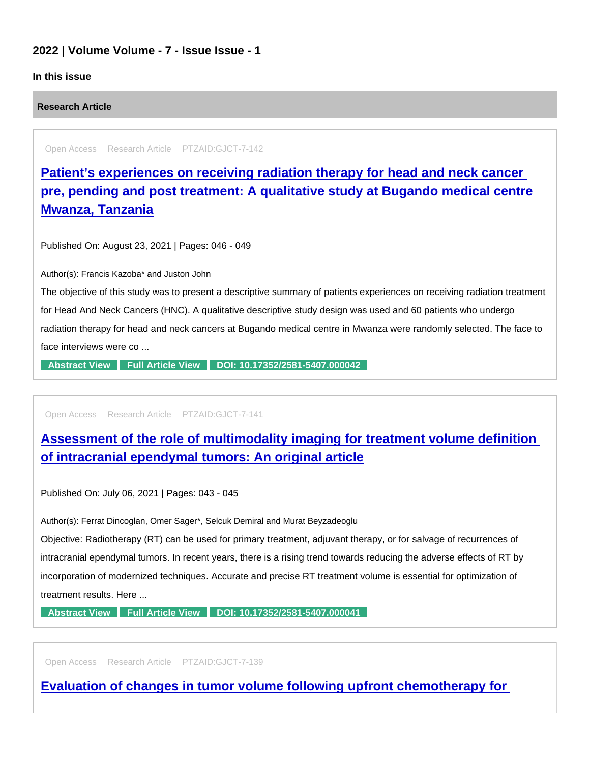## 2022 | Volume Volume - 7 - Issue Issue - 1

**In this issue**

**Research Article**

Open Access Research Article PTZAID:GJCT-7-142

### Patient's experiences on receiving radiation therapy for head and neck cancer pre, pending and post treatment: A qualitative study at Bugando medical centre Mwanza, Tanzania

Published On: August 23, 2021 | Pages: 046 - 049

Author(s): Francis Kazoba* and Juston John

The objective of this study was to present a descriptive summary of patients experiences on receiving radiation treatment for Head And Neck Cancers (HNC). A qualitative descriptive study design was used and 60 patients who undergo radiation therapy for head and neck cancers at Bugando medical centre in Mwanza were randomly selected. The face to face interviews were co ...

Abstract View | Full Article View | DOI: 10.17352/2581-5407.000042

Open Access Research Article PTZAID:GJCT-7-141

### Assessment of the role of multimodality imaging for treatment volume definition of intracranial ependymal tumors: An original article

Published On: July 06, 2021 | Pages: 043 - 045

Author(s): Ferrat Dincoglan, Omer Sager*, Selcuk Demiral and Murat Beyzadeoglu

Objective: Radiotherapy (RT) can be used for primary treatment, adjuvant therapy, or for salvage of recurrences of intracranial ependymal tumors. In recent years, there is a rising trend towards reducing the adverse effects of RT by incorporation of modernized techniques. Accurate and precise RT treatment volume is essential for optimization of treatment results. Here ...

Abstract View | Full Article View | DOI: 10.17352/2581-5407.000041

Open Access Research Article PTZAID:GJCT-7-139

### Evaluation of changes in tumor volume following upfront chemotherapy for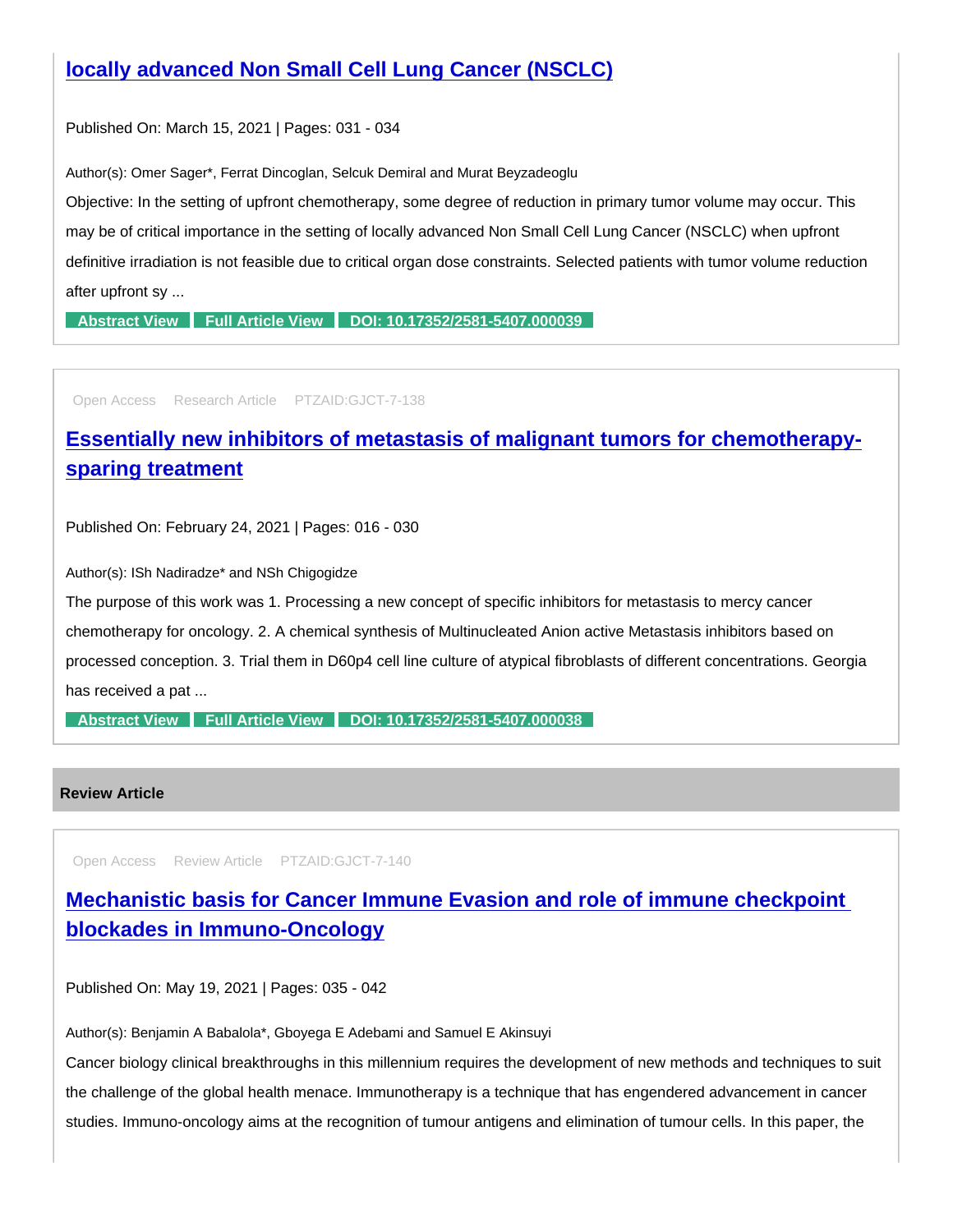## [locally advanced Non Small Cell Lung Cancer (NSCLC)]

Published On: March 15, 2021 | Pages: 031 - 034

Author(s): Omer Sager*, Ferrat Dincoglan, Selcuk Demiral and Murat Beyzadeoglu

Objective: In the setting of upfront chemotherapy, some degree of reduction in primary tumor volume may occur. This may be of critical importance in the setting of locally advanced Non Small Cell Lung Cancer (NSCLC) when upfront definitive irradiation is not feasible due to critical organ dose constraints. Selected patients with tumor volume reduction after upfront sy ...

**Abstract View** **Full Article View** **DOI: 10.17352/2581-5407.000039**

---

Open Access Research Article PTZAID:GJCT-7-138

## Essentially new inhibitors of metastasis of malignant tumors for chemotherapy-sparing treatment

Published On: February 24, 2021 | Pages: 016 - 030

Author(s): ISh Nadiradze* and NSh Chigogidze

The purpose of this work was 1. Processing a new concept of specific inhibitors for metastasis to mercy cancer chemotherapy for oncology. 2. A chemical synthesis of Multinucleated Anion active Metastasis inhibitors based on processed conception. 3. Trial them in D60p4 cell line culture of atypical fibroblasts of different concentrations. Georgia has received a pat ...

**Abstract View** **Full Article View** **DOI: 10.17352/2581-5407.000038**

---

### Review Article

Open Access Review Article PTZAID:GJCT-7-140

## Mechanistic basis for Cancer Immune Evasion and role of immune checkpoint blockades in Immuno-Oncology

Published On: May 19, 2021 | Pages: 035 - 042

Author(s): Benjamin A Babalola*, Gboyega E Adebami and Samuel E Akinsuyi

Cancer biology clinical breakthroughs in this millennium requires the development of new methods and techniques to suit the challenge of the global health menace. Immunotherapy is a technique that has engendered advancement in cancer studies. Immuno-oncology aims at the recognition of tumour antigens and elimination of tumour cells. In this paper, the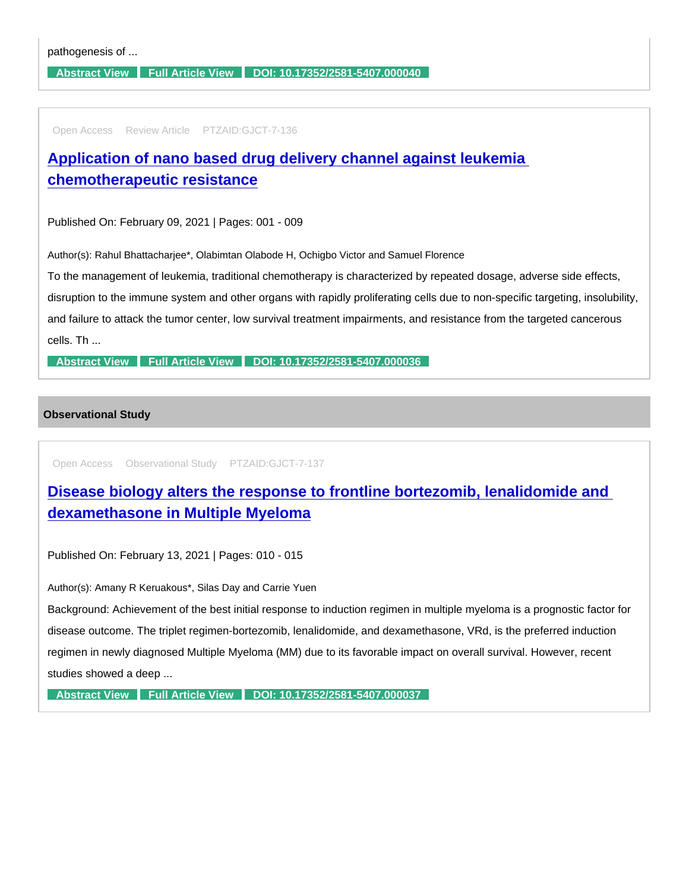pathogenesis of ...

Abstract View Full Article View DOI: 10.17352/2581-5407.000040

Open Access Review Article PTZAID:GJCT-7-136

### Application of nano based drug delivery channel against leukemia chemotherapeutic resistance

Published On: February 09, 2021 | Pages: 001 - 009

Author(s): Rahul Bhattacharjee*, Olabimtan Olabode H, Ochigbo Victor and Samuel Florence

To the management of leukemia, traditional chemotherapy is characterized by repeated dosage, adverse side effects, disruption to the immune system and other organs with rapidly proliferating cells due to non-specific targeting, insolubility, and failure to attack the tumor center, low survival treatment impairments, and resistance from the targeted cancerous cells. Th ...

Abstract View Full Article View DOI: 10.17352/2581-5407.000036

## Observational Study

Open Access Observational Study PTZAID:GJCT-7-137

### Disease biology alters the response to frontline bortezomib, lenalidomide and dexamethasone in Multiple Myeloma

Published On: February 13, 2021 | Pages: 010 - 015

Author(s): Amany R Keruakous*, Silas Day and Carrie Yuen

Background: Achievement of the best initial response to induction regimen in multiple myeloma is a prognostic factor for disease outcome. The triplet regimen-bortezomib, lenalidomide, and dexamethasone, VRd, is the preferred induction regimen in newly diagnosed Multiple Myeloma (MM) due to its favorable impact on overall survival. However, recent studies showed a deep ...

Abstract View Full Article View DOI: 10.17352/2581-5407.000037